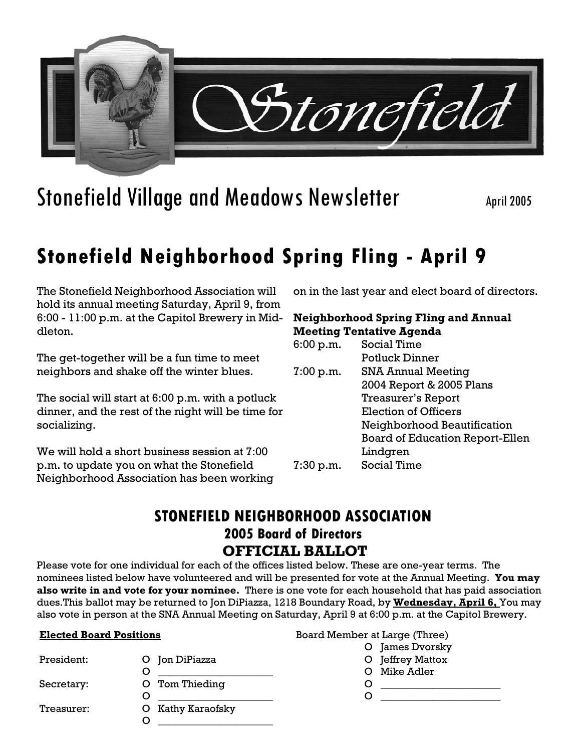# Stonefield

## Stonefield Village and Meadows Newsletter

April 2005

# Stonefield Neighborhood Spring Fling - April 9

The Stonefield Neighborhood Association will hold its annual meeting Saturday, April 9, from 6:00 - 11:00 p.m. at the Capitol Brewery in Middleton.

The get-together will be a fun time to meet neighbors and shake off the winter blues.

The social will start at 6:00 p.m. with a potluck dinner, and the rest of the night will be time for socializing.

We will hold a short business session at 7:00 p.m. to update you on what the Stonefield Neighborhood Association has been working on in the last year and elect board of directors.

**Neighborhood Spring Fling and Annual Meeting Tentative Agenda**

| | |
|---|---|
| 6:00 p.m. | Social Time |
| | Potluck Dinner |
| 7:00 p.m. | SNA Annual Meeting |
| | 2004 Report & 2005 Plans |
| | Treasurer's Report |
| | Election of Officers |
| | Neighborhood Beautification |
| | Board of Education Report-Ellen Lindgren |
| 7:30 p.m. | Social Time |

## STONEFIELD NEIGHBORHOOD ASSOCIATION
### 2005 Board of Directors
### OFFICIAL BALLOT

Please vote for one individual for each of the offices listed below. These are one-year terms. The nominees listed below have volunteered and will be presented for vote at the Annual Meeting. **You may also write in and vote for your nominee.** There is one vote for each household that has paid association dues.This ballot may be returned to Jon DiPiazza, 1218 Boundary Road, by **Wednesday, April 6,** You may also vote in person at the SNA Annual Meeting on Saturday, April 9 at 6:00 p.m. at the Capitol Brewery.

**Elected Board Positions**

President:
- O Jon DiPiazza
- O ____________________

Secretary:
- O Tom Thieding
- O ____________________

Treasurer:
- O Kathy Karaofsky
- O ____________________

Board Member at Large (Three)
- O James Dvorsky
- O Jeffrey Mattox
- O Mike Adler
- O ____________________
- O ____________________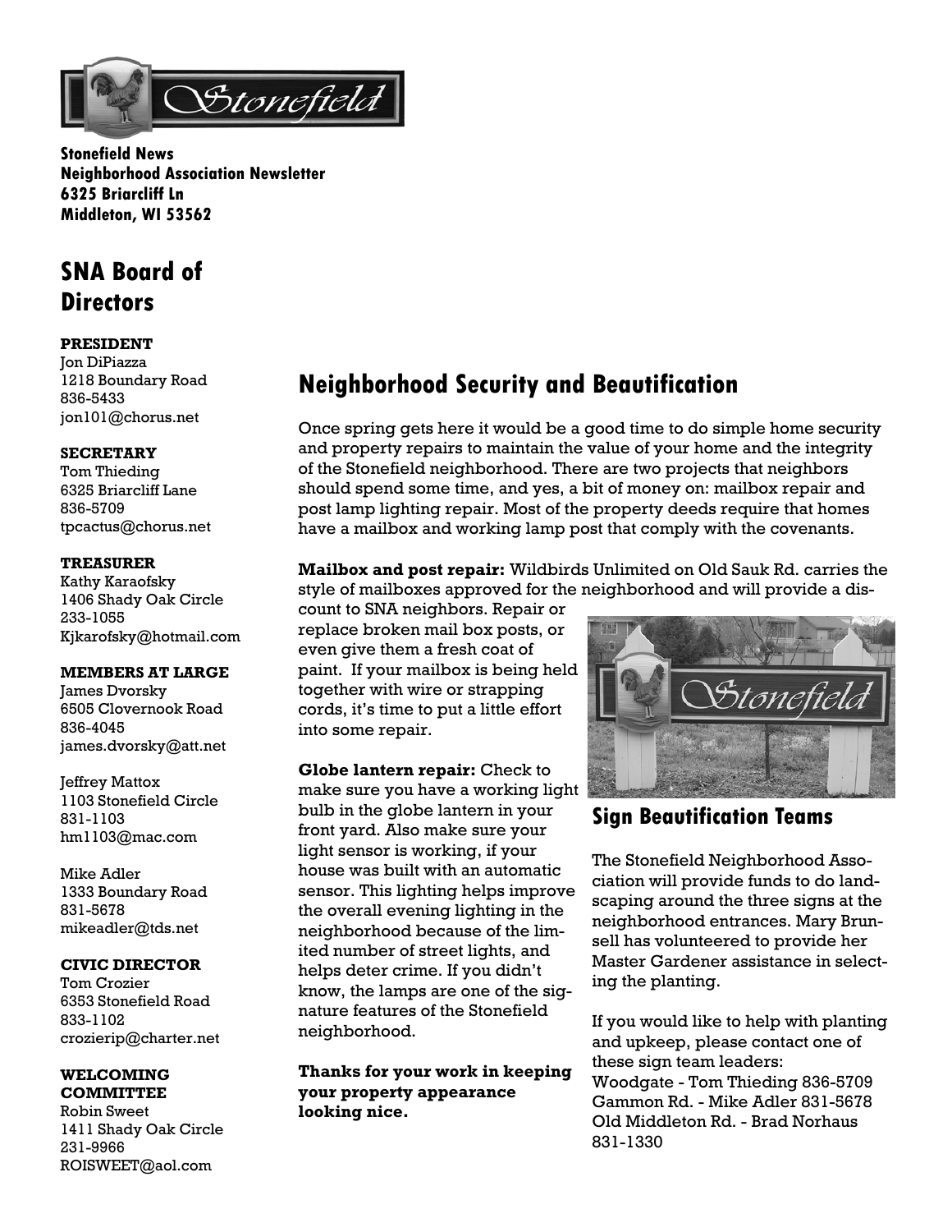Stonefield

**Stonefield News**
**Neighborhood Association Newsletter**
**6325 Briarcliff Ln**
**Middleton, WI 53562**

## SNA Board of Directors

**PRESIDENT**
Jon DiPiazza
1218 Boundary Road
836-5433
jon101@chorus.net

**SECRETARY**
Tom Thieding
6325 Briarcliff Lane
836-5709
tpcactus@chorus.net

**TREASURER**
Kathy Karaofsky
1406 Shady Oak Circle
233-1055
Kjkarofsky@hotmail.com

**MEMBERS AT LARGE**
James Dvorsky
6505 Clovernook Road
836-4045
james.dvorsky@att.net

Jeffrey Mattox
1103 Stonefield Circle
831-1103
hm1103@mac.com

Mike Adler
1333 Boundary Road
831-5678
mikeadler@tds.net

**CIVIC DIRECTOR**
Tom Crozier
6353 Stonefield Road
833-1102
crozierip@charter.net

**WELCOMING COMMITTEE**
Robin Sweet
1411 Shady Oak Circle
231-9966
ROISWEET@aol.com

## Neighborhood Security and Beautification

Once spring gets here it would be a good time to do simple home security and property repairs to maintain the value of your home and the integrity of the Stonefield neighborhood. There are two projects that neighbors should spend some time, and yes, a bit of money on: mailbox repair and post lamp lighting repair. Most of the property deeds require that homes have a mailbox and working lamp post that comply with the covenants.

**Mailbox and post repair:** Wildbirds Unlimited on Old Sauk Rd. carries the style of mailboxes approved for the neighborhood and will provide a discount to SNA neighbors. Repair or replace broken mail box posts, or even give them a fresh coat of paint. If your mailbox is being held together with wire or strapping cords, it's time to put a little effort into some repair.

**Globe lantern repair:** Check to make sure you have a working light bulb in the globe lantern in your front yard. Also make sure your light sensor is working, if your house was built with an automatic sensor. This lighting helps improve the overall evening lighting in the neighborhood because of the limited number of street lights, and helps deter crime. If you didn't know, the lamps are one of the signature features of the Stonefield neighborhood.

**Thanks for your work in keeping your property appearance looking nice.**

## Sign Beautification Teams

The Stonefield Neighborhood Association will provide funds to do landscaping around the three signs at the neighborhood entrances. Mary Brunsell has volunteered to provide her Master Gardener assistance in selecting the planting.

If you would like to help with planting and upkeep, please contact one of these sign team leaders:
Woodgate - Tom Thieding 836-5709
Gammon Rd. - Mike Adler 831-5678
Old Middleton Rd. - Brad Norhaus 831-1330